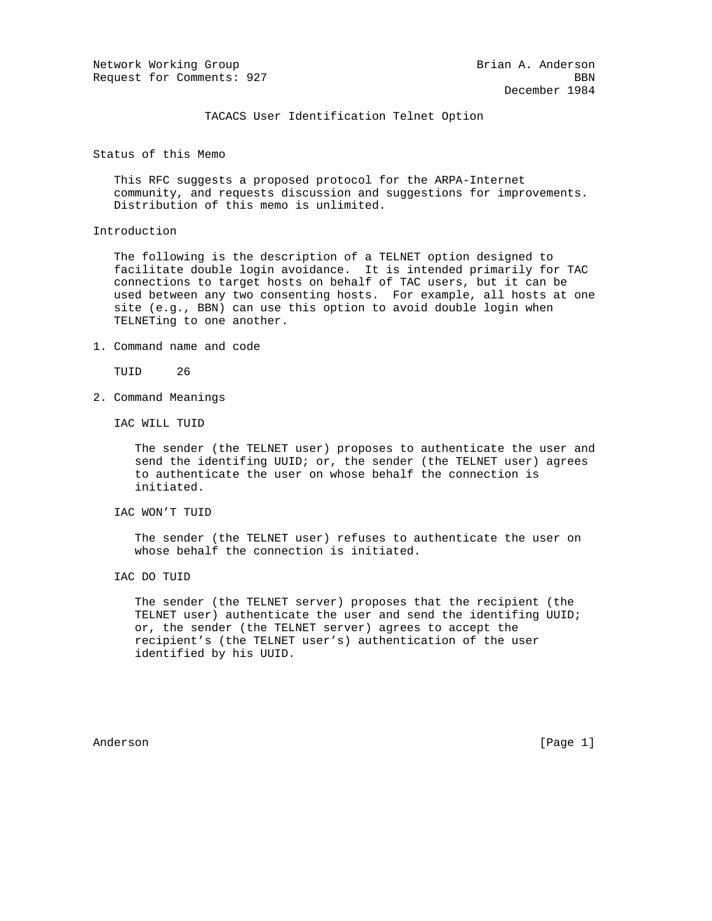Network Working Group  Brian A. Anderson
Request for Comments: 927  BBN
December 1984

# TACACS User Identification Telnet Option

## Status of this Memo

This RFC suggests a proposed protocol for the ARPA-Internet community, and requests discussion and suggestions for improvements. Distribution of this memo is unlimited.

## Introduction

The following is the description of a TELNET option designed to facilitate double login avoidance. It is intended primarily for TAC connections to target hosts on behalf of TAC users, but it can be used between any two consenting hosts. For example, all hosts at one site (e.g., BBN) can use this option to avoid double login when TELNETing to one another.

## 1. Command name and code

TUID 26

## 2. Command Meanings

IAC WILL TUID

The sender (the TELNET user) proposes to authenticate the user and send the identifing UUID; or, the sender (the TELNET user) agrees to authenticate the user on whose behalf the connection is initiated.

IAC WON'T TUID

The sender (the TELNET user) refuses to authenticate the user on whose behalf the connection is initiated.

IAC DO TUID

The sender (the TELNET server) proposes that the recipient (the TELNET user) authenticate the user and send the identifing UUID; or, the sender (the TELNET server) agrees to accept the recipient's (the TELNET user's) authentication of the user identified by his UUID.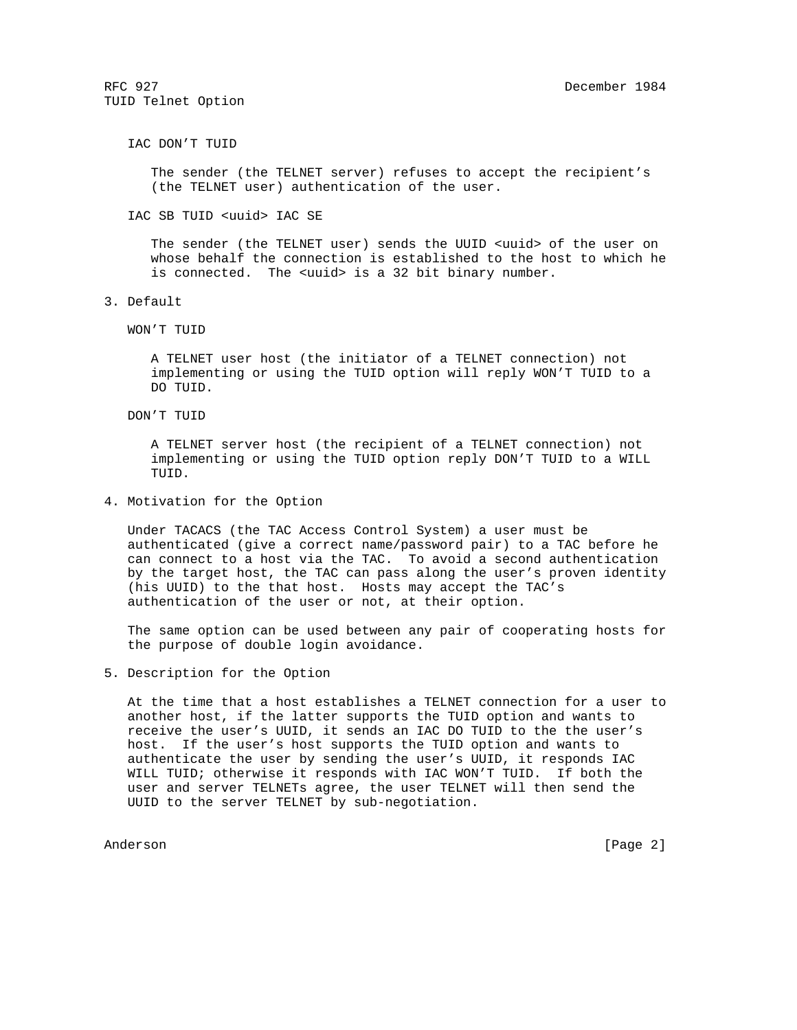IAC DON'T TUID

The sender (the TELNET server) refuses to accept the recipient's (the TELNET user) authentication of the user.

IAC SB TUID <uuid> IAC SE

The sender (the TELNET user) sends the UUID <uuid> of the user on whose behalf the connection is established to the host to which he is connected. The <uuid> is a 32 bit binary number.

## 3. Default

WON'T TUID

A TELNET user host (the initiator of a TELNET connection) not implementing or using the TUID option will reply WON'T TUID to a DO TUID.

DON'T TUID

A TELNET server host (the recipient of a TELNET connection) not implementing or using the TUID option reply DON'T TUID to a WILL TUID.

## 4. Motivation for the Option

Under TACACS (the TAC Access Control System) a user must be authenticated (give a correct name/password pair) to a TAC before he can connect to a host via the TAC. To avoid a second authentication by the target host, the TAC can pass along the user's proven identity (his UUID) to the that host. Hosts may accept the TAC's authentication of the user or not, at their option.

The same option can be used between any pair of cooperating hosts for the purpose of double login avoidance.

## 5. Description for the Option

At the time that a host establishes a TELNET connection for a user to another host, if the latter supports the TUID option and wants to receive the user's UUID, it sends an IAC DO TUID to the the user's host. If the user's host supports the TUID option and wants to authenticate the user by sending the user's UUID, it responds IAC WILL TUID; otherwise it responds with IAC WON'T TUID. If both the user and server TELNETs agree, the user TELNET will then send the UUID to the server TELNET by sub-negotiation.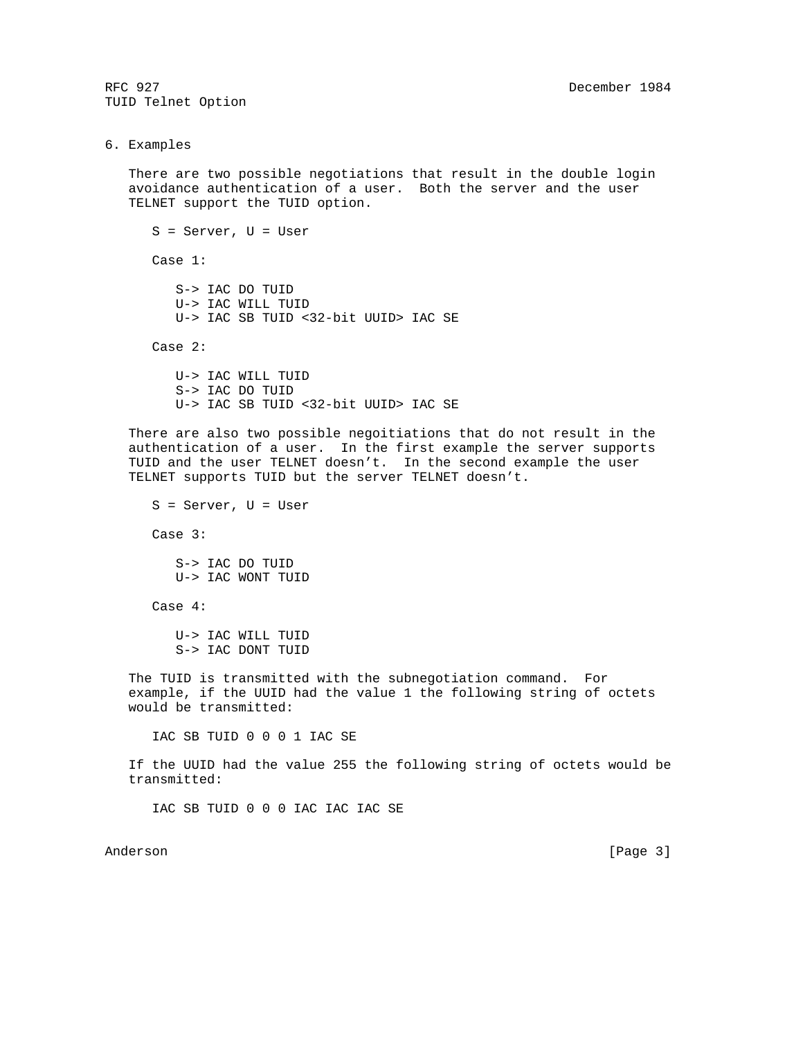## 6. Examples

There are two possible negotiations that result in the double login avoidance authentication of a user. Both the server and the user TELNET support the TUID option.

S = Server, U = User

Case 1:

```
S-> IAC DO TUID
U-> IAC WILL TUID
U-> IAC SB TUID <32-bit UUID> IAC SE
```

Case 2:

```
U-> IAC WILL TUID
S-> IAC DO TUID
U-> IAC SB TUID <32-bit UUID> IAC SE
```

There are also two possible negoitiations that do not result in the authentication of a user. In the first example the server supports TUID and the user TELNET doesn’t. In the second example the user TELNET supports TUID but the server TELNET doesn’t.

S = Server, U = User

Case 3:

```
S-> IAC DO TUID
U-> IAC WONT TUID
```

Case 4:

```
U-> IAC WILL TUID
S-> IAC DONT TUID
```

The TUID is transmitted with the subnegotiation command. For example, if the UUID had the value 1 the following string of octets would be transmitted:

```
IAC SB TUID 0 0 0 1 IAC SE
```

If the UUID had the value 255 the following string of octets would be transmitted:

```
IAC SB TUID 0 0 0 IAC IAC IAC SE
```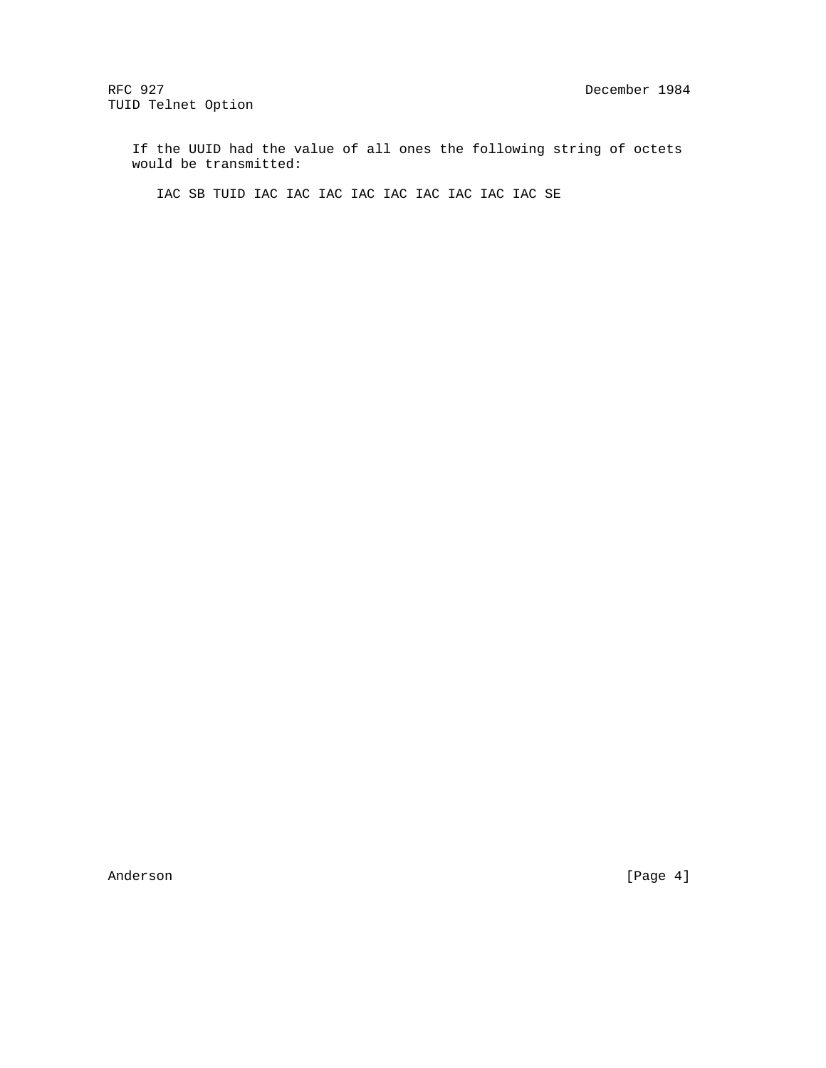If the UUID had the value of all ones the following string of octets would be transmitted:

```
IAC SB TUID IAC IAC IAC IAC IAC IAC IAC IAC IAC SE
```